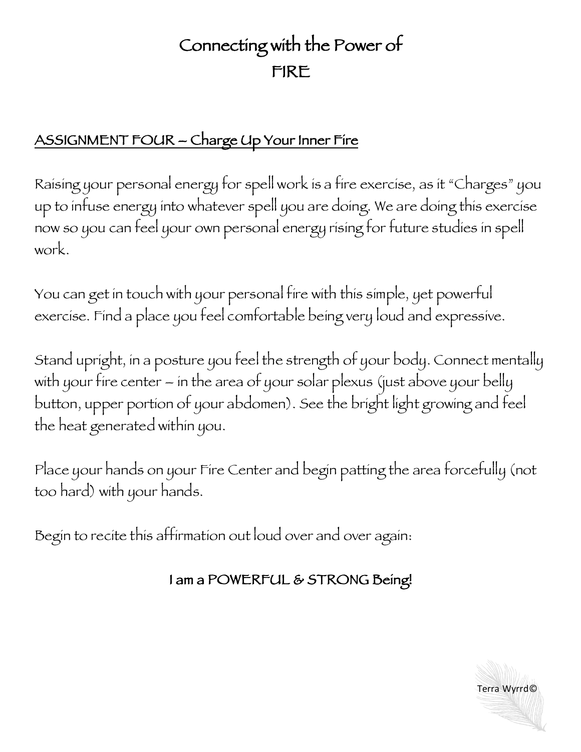# Connecting with the Power of FIRE

## ASSIGNMENT FOUR – Charge Up Your Inner Fire

Raising your personal energy for spell work is a fire exercise, as it "Charges" you up to infuse energy into whatever spell you are doing. We are doing this exercise now so you can feel your own personal energy rising for future studies in spell work.

You can get in touch with your personal fire with this simple, yet powerful exercise. Find a place you feel comfortable being very loud and expressive.

Stand upright, in a posture you feel the strength of your body. Connect mentally with your fire center – in the area of your solar plexus (just above your belly button, upper portion of your abdomen). See the bright light growing and feel the heat generated within you.

Place your hands on your Fire Center and begin patting the area forcefully (not too hard) with your hands.

Begin to recite this affirmation out loud over and over again:

**I am a POWERFUL & STRONG Being!**

Terra Wyrd©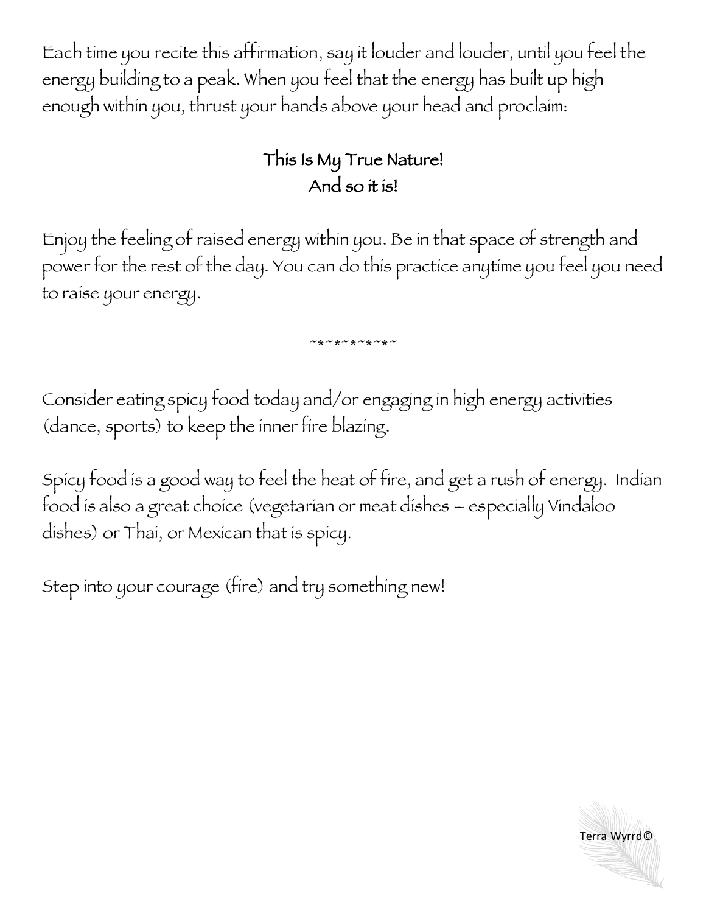Each time you recite this affirmation, say it louder and louder, until you feel the energy building to a peak. When you feel that the energy has built up high enough within you, thrust your hands above your head and proclaim:

**This Is My True Nature!**
**And so it is!**

Enjoy the feeling of raised energy within you. Be in that space of strength and power for the rest of the day. You can do this practice anytime you feel you need to raise your energy.

~*~*~*~*~*~

Consider eating spicy food today and/or engaging in high energy activities (dance, sports) to keep the inner fire blazing.

Spicy food is a good way to feel the heat of fire, and get a rush of energy. Indian food is also a great choice (vegetarian or meat dishes – especially Vindaloo dishes) or Thai, or Mexican that is spicy.

Step into your courage (fire) and try something new!

Terra Wyrrd©